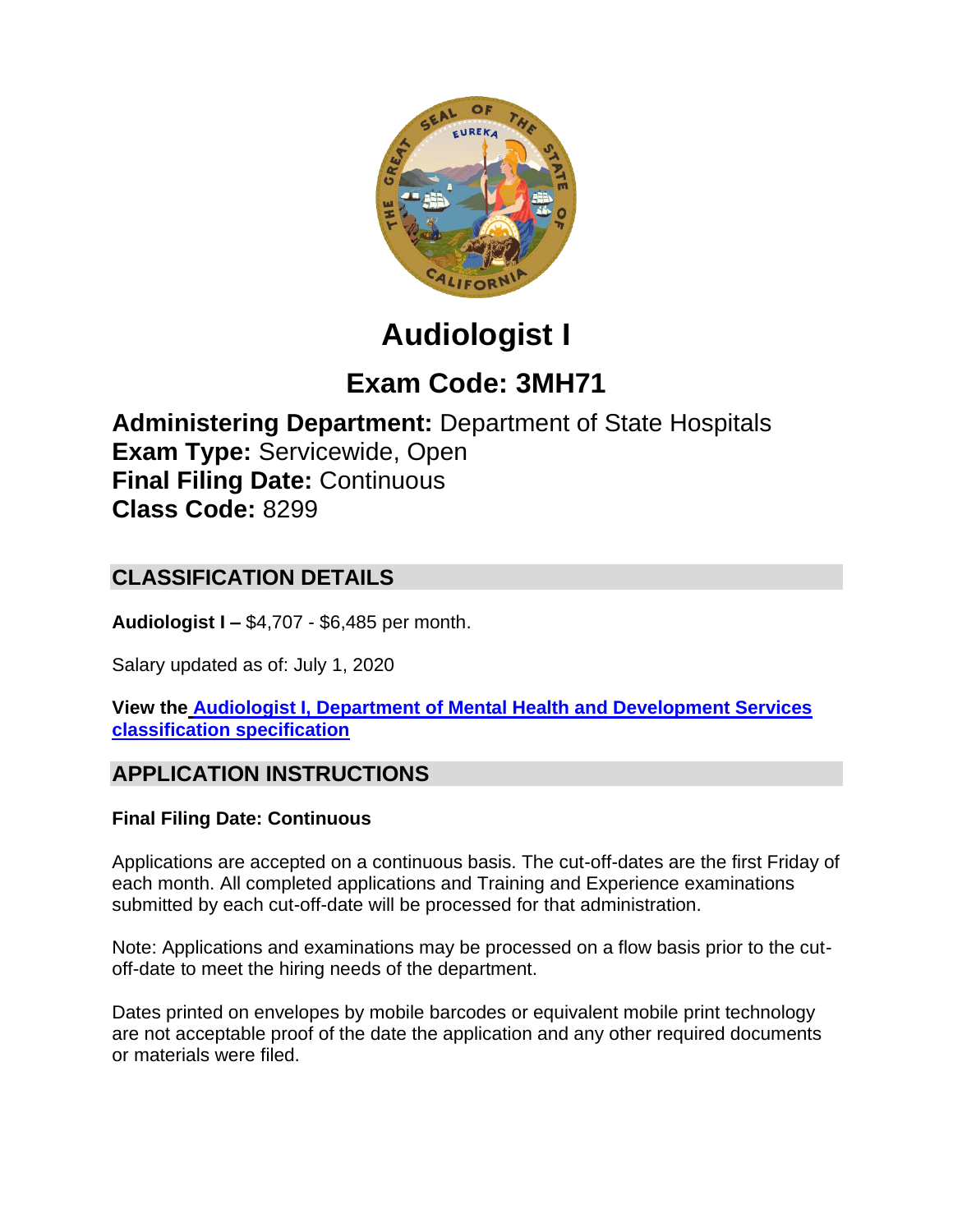# Audiologist I

## Exam Code: 3MH71

**Administering Department:** Department of State Hospitals
**Exam Type:** Servicewide, Open
**Final Filing Date:** Continuous
**Class Code:** 8299

## CLASSIFICATION DETAILS

**Audiologist I –** $4,707 - $6,485 per month.

Salary updated as of: July 1, 2020

**View the Audiologist I, Department of Mental Health and Development Services classification specification**

## APPLICATION INSTRUCTIONS

**Final Filing Date: Continuous**

Applications are accepted on a continuous basis. The cut-off-dates are the first Friday of each month. All completed applications and Training and Experience examinations submitted by each cut-off-date will be processed for that administration.

Note: Applications and examinations may be processed on a flow basis prior to the cut-off-date to meet the hiring needs of the department.

Dates printed on envelopes by mobile barcodes or equivalent mobile print technology are not acceptable proof of the date the application and any other required documents or materials were filed.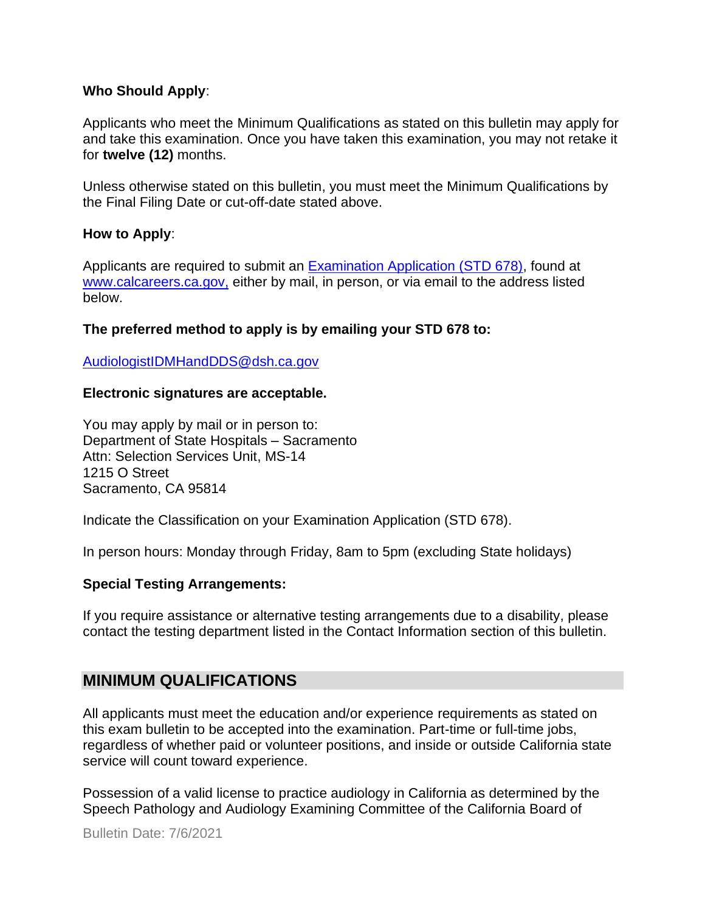**Who Should Apply**:

Applicants who meet the Minimum Qualifications as stated on this bulletin may apply for and take this examination. Once you have taken this examination, you may not retake it for **twelve (12)** months.

Unless otherwise stated on this bulletin, you must meet the Minimum Qualifications by the Final Filing Date or cut-off-date stated above.

**How to Apply**:

Applicants are required to submit an [Examination Application (STD 678)](https://www.calcareers.ca.gov), found at [www.calcareers.ca.gov,](https://www.calcareers.ca.gov) either by mail, in person, or via email to the address listed below.

**The preferred method to apply is by emailing your STD 678 to:**

[AudiologistIDMHandDDS@dsh.ca.gov](mailto:AudiologistIDMHandDDS@dsh.ca.gov)

**Electronic signatures are acceptable.**

You may apply by mail or in person to:
Department of State Hospitals – Sacramento
Attn: Selection Services Unit, MS-14
1215 O Street
Sacramento, CA 95814

Indicate the Classification on your Examination Application (STD 678).

In person hours: Monday through Friday, 8am to 5pm (excluding State holidays)

**Special Testing Arrangements:**

If you require assistance or alternative testing arrangements due to a disability, please contact the testing department listed in the Contact Information section of this bulletin.

## MINIMUM QUALIFICATIONS

All applicants must meet the education and/or experience requirements as stated on this exam bulletin to be accepted into the examination. Part-time or full-time jobs, regardless of whether paid or volunteer positions, and inside or outside California state service will count toward experience.

Possession of a valid license to practice audiology in California as determined by the Speech Pathology and Audiology Examining Committee of the California Board of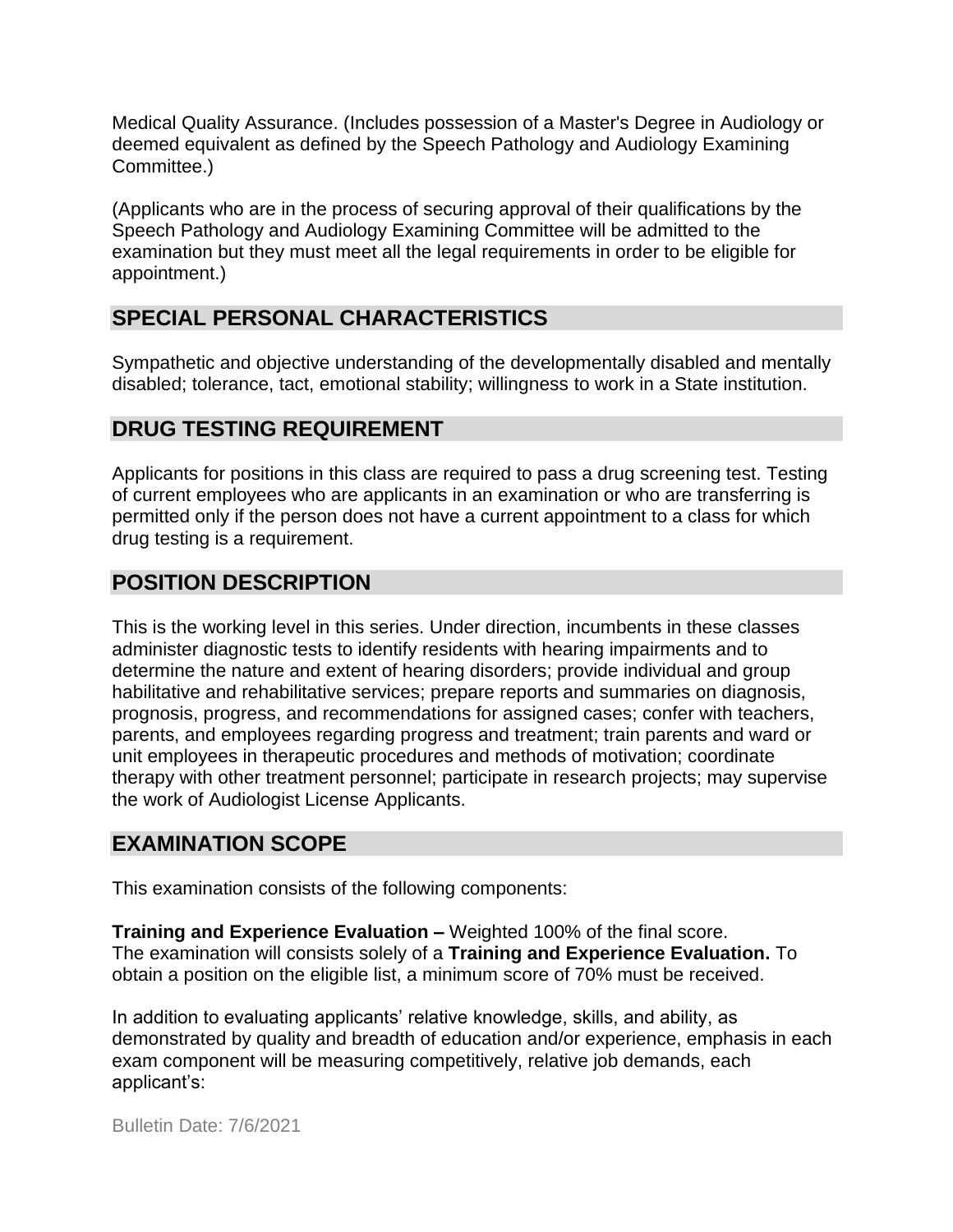Medical Quality Assurance. (Includes possession of a Master's Degree in Audiology or deemed equivalent as defined by the Speech Pathology and Audiology Examining Committee.)

(Applicants who are in the process of securing approval of their qualifications by the Speech Pathology and Audiology Examining Committee will be admitted to the examination but they must meet all the legal requirements in order to be eligible for appointment.)

## SPECIAL PERSONAL CHARACTERISTICS

Sympathetic and objective understanding of the developmentally disabled and mentally disabled; tolerance, tact, emotional stability; willingness to work in a State institution.

## DRUG TESTING REQUIREMENT

Applicants for positions in this class are required to pass a drug screening test. Testing of current employees who are applicants in an examination or who are transferring is permitted only if the person does not have a current appointment to a class for which drug testing is a requirement.

## POSITION DESCRIPTION

This is the working level in this series. Under direction, incumbents in these classes administer diagnostic tests to identify residents with hearing impairments and to determine the nature and extent of hearing disorders; provide individual and group habilitative and rehabilitative services; prepare reports and summaries on diagnosis, prognosis, progress, and recommendations for assigned cases; confer with teachers, parents, and employees regarding progress and treatment; train parents and ward or unit employees in therapeutic procedures and methods of motivation; coordinate therapy with other treatment personnel; participate in research projects; may supervise the work of Audiologist License Applicants.

## EXAMINATION SCOPE

This examination consists of the following components:

**Training and Experience Evaluation –** Weighted 100% of the final score.
The examination will consists solely of a **Training and Experience Evaluation.** To obtain a position on the eligible list, a minimum score of 70% must be received.

In addition to evaluating applicants' relative knowledge, skills, and ability, as demonstrated by quality and breadth of education and/or experience, emphasis in each exam component will be measuring competitively, relative job demands, each applicant's:

Bulletin Date: 7/6/2021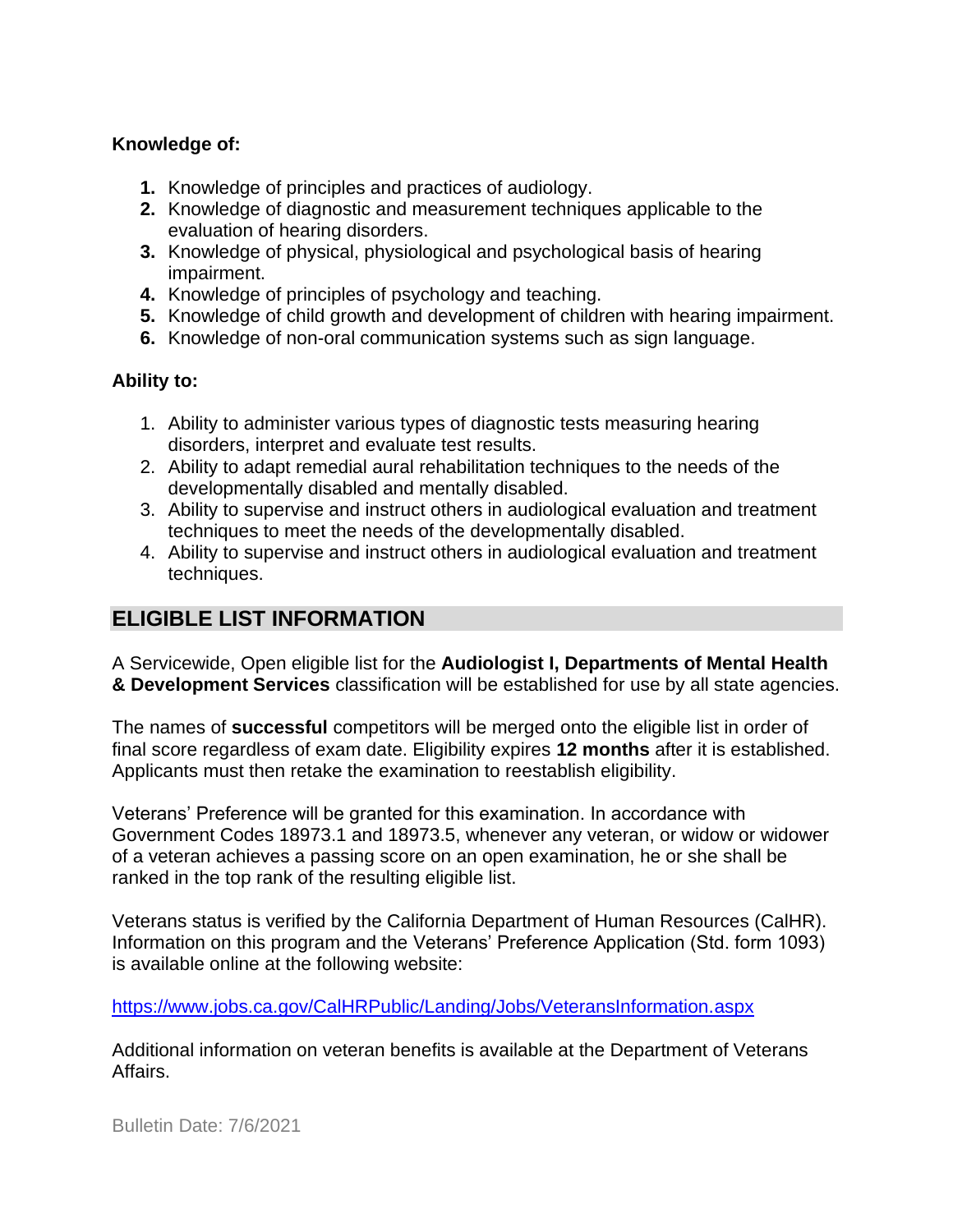**Knowledge of:**

1. Knowledge of principles and practices of audiology.
2. Knowledge of diagnostic and measurement techniques applicable to the evaluation of hearing disorders.
3. Knowledge of physical, physiological and psychological basis of hearing impairment.
4. Knowledge of principles of psychology and teaching.
5. Knowledge of child growth and development of children with hearing impairment.
6. Knowledge of non-oral communication systems such as sign language.

**Ability to:**

1. Ability to administer various types of diagnostic tests measuring hearing disorders, interpret and evaluate test results.
2. Ability to adapt remedial aural rehabilitation techniques to the needs of the developmentally disabled and mentally disabled.
3. Ability to supervise and instruct others in audiological evaluation and treatment techniques to meet the needs of the developmentally disabled.
4. Ability to supervise and instruct others in audiological evaluation and treatment techniques.

## ELIGIBLE LIST INFORMATION

A Servicewide, Open eligible list for the **Audiologist I, Departments of Mental Health & Development Services** classification will be established for use by all state agencies.

The names of **successful** competitors will be merged onto the eligible list in order of final score regardless of exam date. Eligibility expires **12 months** after it is established. Applicants must then retake the examination to reestablish eligibility.

Veterans' Preference will be granted for this examination. In accordance with Government Codes 18973.1 and 18973.5, whenever any veteran, or widow or widower of a veteran achieves a passing score on an open examination, he or she shall be ranked in the top rank of the resulting eligible list.

Veterans status is verified by the California Department of Human Resources (CalHR). Information on this program and the Veterans' Preference Application (Std. form 1093) is available online at the following website:

https://www.jobs.ca.gov/CalHRPublic/Landing/Jobs/VeteransInformation.aspx

Additional information on veteran benefits is available at the Department of Veterans Affairs.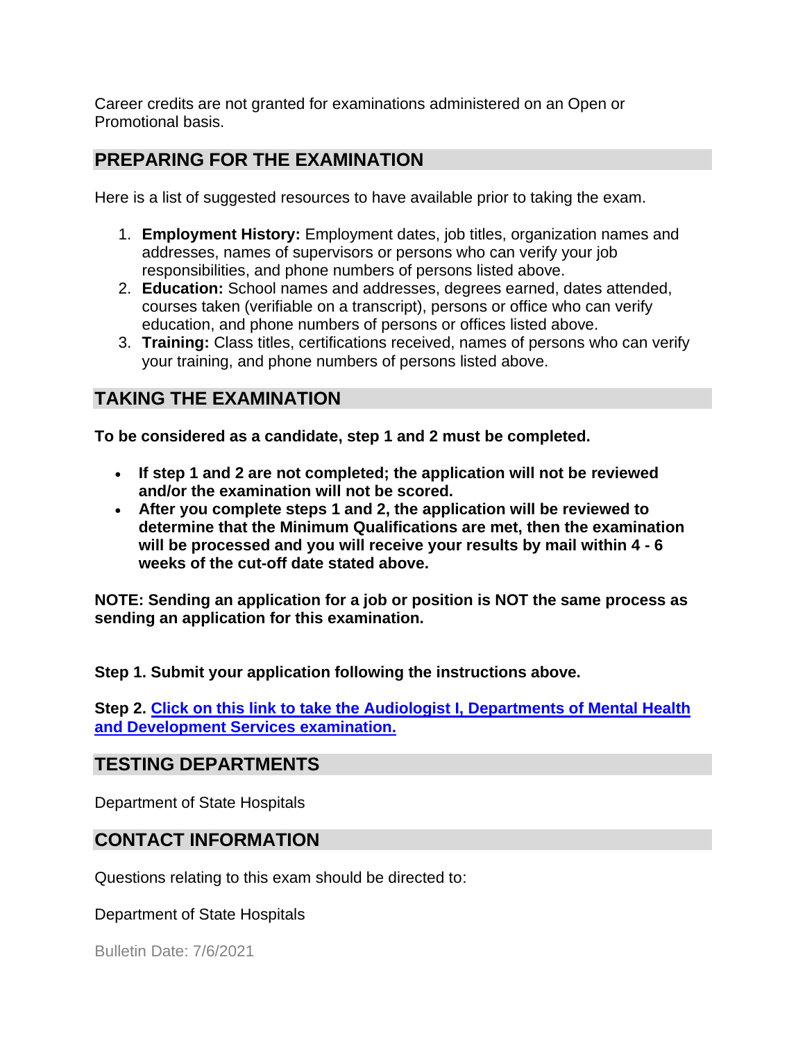Career credits are not granted for examinations administered on an Open or Promotional basis.

## PREPARING FOR THE EXAMINATION

Here is a list of suggested resources to have available prior to taking the exam.

1. **Employment History:** Employment dates, job titles, organization names and addresses, names of supervisors or persons who can verify your job responsibilities, and phone numbers of persons listed above.
2. **Education:** School names and addresses, degrees earned, dates attended, courses taken (verifiable on a transcript), persons or office who can verify education, and phone numbers of persons or offices listed above.
3. **Training:** Class titles, certifications received, names of persons who can verify your training, and phone numbers of persons listed above.

## TAKING THE EXAMINATION

**To be considered as a candidate, step 1 and 2 must be completed.**

- **If step 1 and 2 are not completed; the application will not be reviewed and/or the examination will not be scored.**
- **After you complete steps 1 and 2, the application will be reviewed to determine that the Minimum Qualifications are met, then the examination will be processed and you will receive your results by mail within 4 - 6 weeks of the cut-off date stated above.**

**NOTE: Sending an application for a job or position is NOT the same process as sending an application for this examination.**

**Step 1. Submit your application following the instructions above.**

**Step 2. Click on this link to take the Audiologist I, Departments of Mental Health and Development Services examination.**

## TESTING DEPARTMENTS

Department of State Hospitals

## CONTACT INFORMATION

Questions relating to this exam should be directed to:

Department of State Hospitals

Bulletin Date: 7/6/2021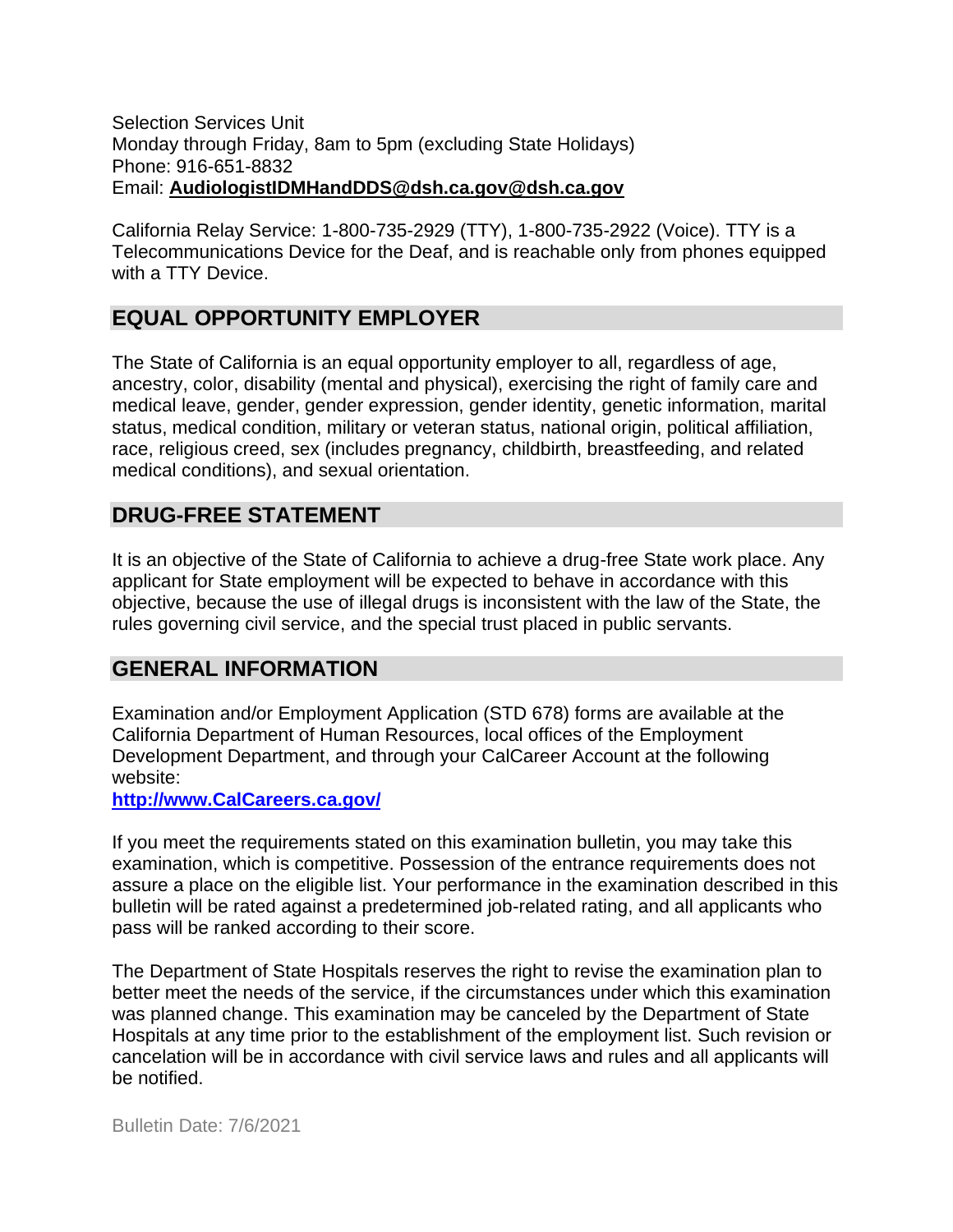Selection Services Unit
Monday through Friday, 8am to 5pm (excluding State Holidays)
Phone: 916-651-8832
Email: **AudiologistIDMHandDDS@dsh.ca.gov@dsh.ca.gov**

California Relay Service: 1-800-735-2929 (TTY), 1-800-735-2922 (Voice). TTY is a Telecommunications Device for the Deaf, and is reachable only from phones equipped with a TTY Device.

## EQUAL OPPORTUNITY EMPLOYER

The State of California is an equal opportunity employer to all, regardless of age, ancestry, color, disability (mental and physical), exercising the right of family care and medical leave, gender, gender expression, gender identity, genetic information, marital status, medical condition, military or veteran status, national origin, political affiliation, race, religious creed, sex (includes pregnancy, childbirth, breastfeeding, and related medical conditions), and sexual orientation.

## DRUG-FREE STATEMENT

It is an objective of the State of California to achieve a drug-free State work place. Any applicant for State employment will be expected to behave in accordance with this objective, because the use of illegal drugs is inconsistent with the law of the State, the rules governing civil service, and the special trust placed in public servants.

## GENERAL INFORMATION

Examination and/or Employment Application (STD 678) forms are available at the California Department of Human Resources, local offices of the Employment Development Department, and through your CalCareer Account at the following website:
**http://www.CalCareers.ca.gov/**

If you meet the requirements stated on this examination bulletin, you may take this examination, which is competitive. Possession of the entrance requirements does not assure a place on the eligible list. Your performance in the examination described in this bulletin will be rated against a predetermined job-related rating, and all applicants who pass will be ranked according to their score.

The Department of State Hospitals reserves the right to revise the examination plan to better meet the needs of the service, if the circumstances under which this examination was planned change. This examination may be canceled by the Department of State Hospitals at any time prior to the establishment of the employment list. Such revision or cancelation will be in accordance with civil service laws and rules and all applicants will be notified.

Bulletin Date: 7/6/2021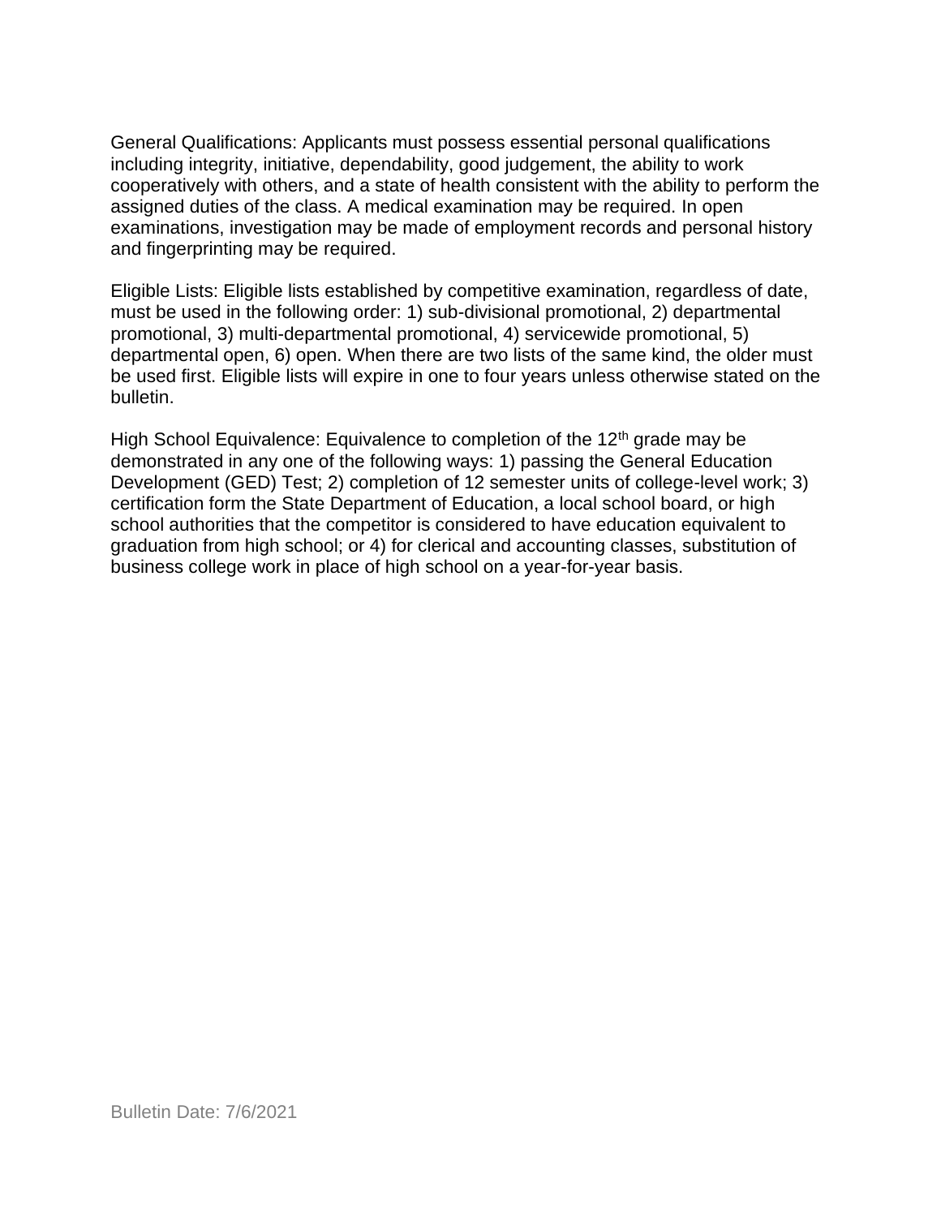General Qualifications: Applicants must possess essential personal qualifications including integrity, initiative, dependability, good judgement, the ability to work cooperatively with others, and a state of health consistent with the ability to perform the assigned duties of the class. A medical examination may be required. In open examinations, investigation may be made of employment records and personal history and fingerprinting may be required.

Eligible Lists: Eligible lists established by competitive examination, regardless of date, must be used in the following order: 1) sub-divisional promotional, 2) departmental promotional, 3) multi-departmental promotional, 4) servicewide promotional, 5) departmental open, 6) open. When there are two lists of the same kind, the older must be used first. Eligible lists will expire in one to four years unless otherwise stated on the bulletin.

High School Equivalence: Equivalence to completion of the 12th grade may be demonstrated in any one of the following ways: 1) passing the General Education Development (GED) Test; 2) completion of 12 semester units of college-level work; 3) certification form the State Department of Education, a local school board, or high school authorities that the competitor is considered to have education equivalent to graduation from high school; or 4) for clerical and accounting classes, substitution of business college work in place of high school on a year-for-year basis.

Bulletin Date: 7/6/2021